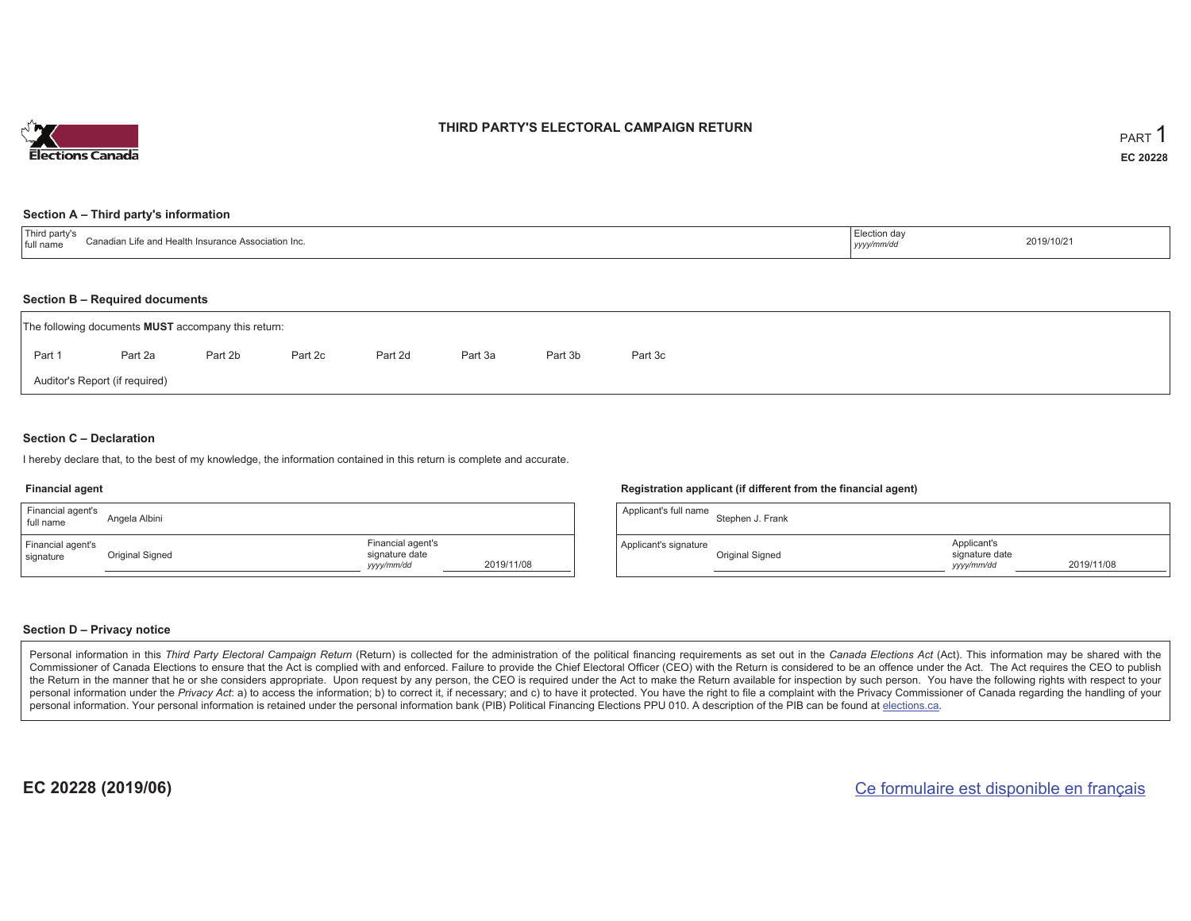# THIRD PARTY'S ELECTORAL CAMPAIGN RETURN

PART 1

EC 20228

## Section A – Third party's information

| Third party's full name | Canadian Life and Health Insurance Association Inc. | Election day *yyyy/mm/dd* | 2019/10/21 |
| --- | --- | --- | --- |

## Section B – Required documents

The following documents **MUST** accompany this return:

Part 1 Part 2a Part 2b Part 2c Part 2d Part 3a Part 3b Part 3c

Auditor's Report (if required)

## Section C – Declaration

I hereby declare that, to the best of my knowledge, the information contained in this return is complete and accurate.

### Financial agent

| Financial agent's full name | Angela Albini | | |
| --- | --- | --- | --- |
| Financial agent's signature | Original Signed | Financial agent's signature date *yyyy/mm/dd* | 2019/11/08 |

### Registration applicant (if different from the financial agent)

| Applicant's full name | Stephen J. Frank | | |
| --- | --- | --- | --- |
| Applicant's signature | Original Signed | Applicant's signature date *yyyy/mm/dd* | 2019/11/08 |

## Section D – Privacy notice

Personal information in this *Third Party Electoral Campaign Return* (Return) is collected for the administration of the political financing requirements as set out in the *Canada Elections Act* (Act). This information may be shared with the Commissioner of Canada Elections to ensure that the Act is complied with and enforced. Failure to provide the Chief Electoral Officer (CEO) with the Return is considered to be an offence under the Act. The Act requires the CEO to publish the Return in the manner that he or she considers appropriate. Upon request by any person, the CEO is required under the Act to make the Return available for inspection by such person. You have the following rights with respect to your personal information under the *Privacy Act*: a) to access the information; b) to correct it, if necessary; and c) to have it protected. You have the right to file a complaint with the Privacy Commissioner of Canada regarding the handling of your personal information. Your personal information is retained under the personal information bank (PIB) Political Financing Elections PPU 010. A description of the PIB can be found at elections.ca.

EC 20228 (2019/06)

Ce formulaire est disponible en français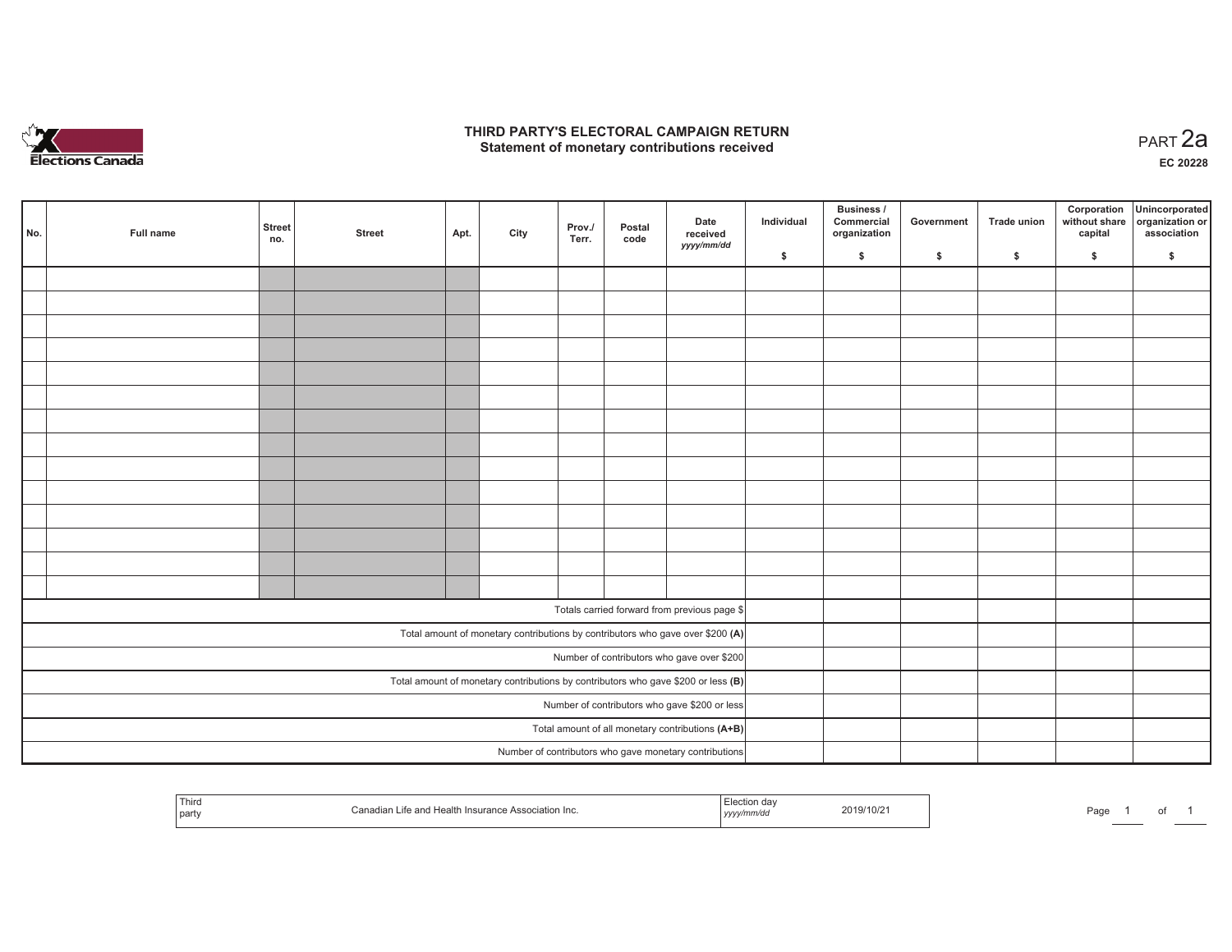# THIRD PARTY'S ELECTORAL CAMPAIGN RETURN
## Statement of monetary contributions received

PART 2a

EC 20228

| No. | Full name | Street no. | Street | Apt. | City | Prov./ Terr. | Postal code | Date received yyyy/mm/dd | Individual $ | Business / Commercial organization $ | Government $ | Trade union $ | Corporation without share capital $ | Unincorporated organization or association $ |
|---|---|---|---|---|---|---|---|---|---|---|---|---|---|---|
| | | | | | | | | | | | | | | |
| | | | | | | | | | | | | | | |
| | | | | | | | | | | | | | | |
| | | | | | | | | | | | | | | |
| | | | | | | | | | | | | | | |
| | | | | | | | | | | | | | | |
| | | | | | | | | | | | | | | |
| | | | | | | | | | | | | | | |
| | | | | | | | | | | | | | | |
| | | | | | | | | | | | | | | |
| | | | | | | | | | | | | | | |
| | | | | | | | | | | | | | | |
| | | | | | | | | | | | | | | |
| | | | | | | | | | | | | | | |
| Totals carried forward from previous page $ | | | | | | | | | | | | | | |
| Total amount of monetary contributions by contributors who gave over $200 (A) | | | | | | | | | | | | | | |
| Number of contributors who gave over $200 | | | | | | | | | | | | | | |
| Total amount of monetary contributions by contributors who gave $200 or less (B) | | | | | | | | | | | | | | |
| Number of contributors who gave $200 or less | | | | | | | | | | | | | | |
| Total amount of all monetary contributions (A+B) | | | | | | | | | | | | | | |
| Number of contributors who gave monetary contributions | | | | | | | | | | | | | | |

| Third party | Canadian Life and Health Insurance Association Inc. | Election day yyyy/mm/dd | 2019/10/21 |
|---|---|---|---|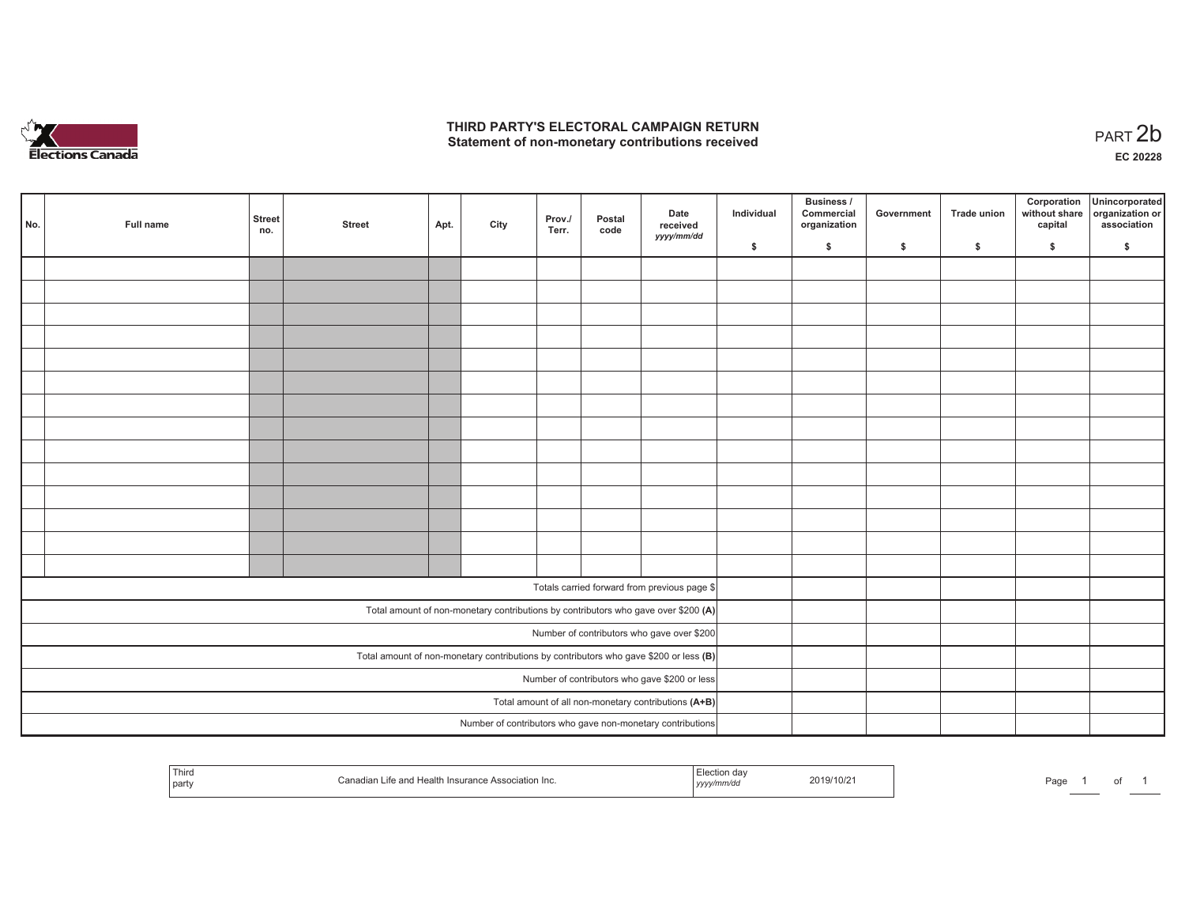# THIRD PARTY'S ELECTORAL CAMPAIGN RETURN
## Statement of non-monetary contributions received

PART 2b

**EC 20228**

| No. | Full name | Street no. | Street | Apt. | City | Prov./ Terr. | Postal code | Date received yyyy/mm/dd | Individual $ | Business / Commercial organization $ | Government $ | Trade union $ | Corporation without share capital $ | Unincorporated organization or association $ |
|---|---|---|---|---|---|---|---|---|---|---|---|---|---|---|
| | | | | | | | | | | | | | | |
| | | | | | | | | | | | | | | |
| | | | | | | | | | | | | | | |
| | | | | | | | | | | | | | | |
| | | | | | | | | | | | | | | |
| | | | | | | | | | | | | | | |
| | | | | | | | | | | | | | | |
| | | | | | | | | | | | | | | |
| | | | | | | | | | | | | | | |
| | | | | | | | | | | | | | | |
| | | | | | | | | | | | | | | |
| | | | | | | | | | | | | | | |
| | | | | | | | | | | | | | | |
| | | | | | | | | | | | | | | |
| Totals carried forward from previous page $ | | | | | | | | | | | | | | |
| Total amount of non-monetary contributions by contributors who gave over $200 **(A)** | | | | | | | | | | | | | | |
| Number of contributors who gave over $200 | | | | | | | | | | | | | | |
| Total amount of non-monetary contributions by contributors who gave $200 or less **(B)** | | | | | | | | | | | | | | |
| Number of contributors who gave $200 or less | | | | | | | | | | | | | | |
| Total amount of all non-monetary contributions **(A+B)** | | | | | | | | | | | | | | |
| Number of contributors who gave non-monetary contributions | | | | | | | | | | | | | | |

| Third party | Canadian Life and Health Insurance Association Inc. | Election day yyyy/mm/dd | 2019/10/21 |
|---|---|---|---|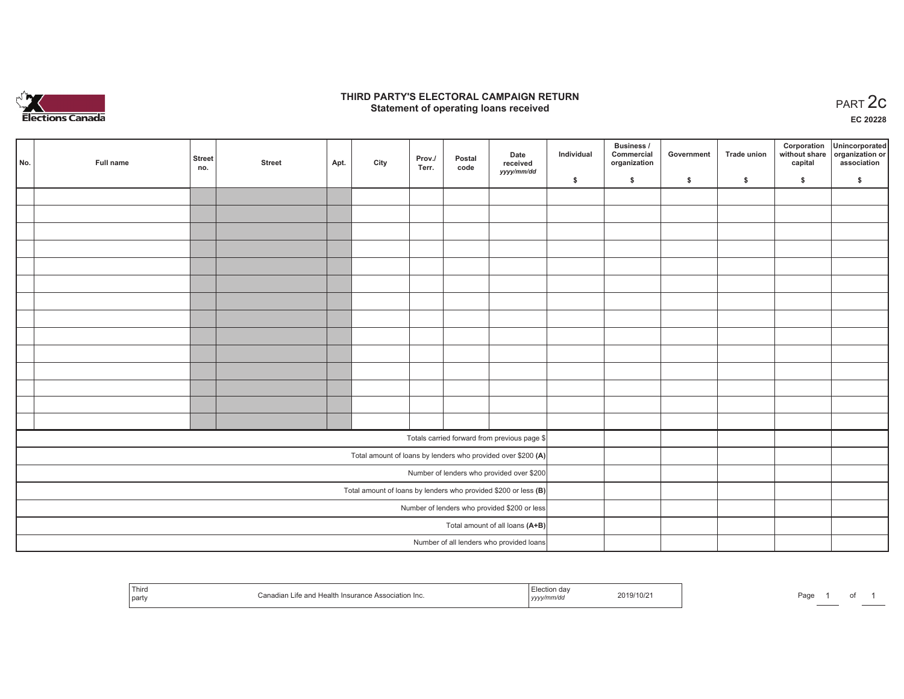Elections Canada

# THIRD PARTY'S ELECTORAL CAMPAIGN RETURN
## Statement of operating loans received

PART 2c

EC 20228

| No. | Full name | Street no. | Street | Apt. | City | Prov./ Terr. | Postal code | Date received yyyy/mm/dd | Individual $ | Business / Commercial organization $ | Government $ | Trade union $ | Corporation without share capital $ | Unincorporated organization or association $ |
|---|---|---|---|---|---|---|---|---|---|---|---|---|---|---|
| | | | | | | | | | | | | | | |
| | | | | | | | | | | | | | | |
| | | | | | | | | | | | | | | |
| | | | | | | | | | | | | | | |
| | | | | | | | | | | | | | | |
| | | | | | | | | | | | | | | |
| | | | | | | | | | | | | | | |
| | | | | | | | | | | | | | | |
| | | | | | | | | | | | | | | |
| | | | | | | | | | | | | | | |
| | | | | | | | | | | | | | | |
| | | | | | | | | | | | | | | |
| | | | | | | | | | | | | | | |
| | | | | | | | | | | | | | | |
| Totals carried forward from previous page $ | | | | | | | | | | | | | | |
| Total amount of loans by lenders who provided over $200 **(A)** | | | | | | | | | | | | | | |
| Number of lenders who provided over $200 | | | | | | | | | | | | | | |
| Total amount of loans by lenders who provided $200 or less **(B)** | | | | | | | | | | | | | | |
| Number of lenders who provided $200 or less | | | | | | | | | | | | | | |
| Total amount of all loans **(A+B)** | | | | | | | | | | | | | | |
| Number of all lenders who provided loans | | | | | | | | | | | | | | |

| Third party | Canadian Life and Health Insurance Association Inc. | Election day yyyy/mm/dd | 2019/10/21 |
|---|---|---|---|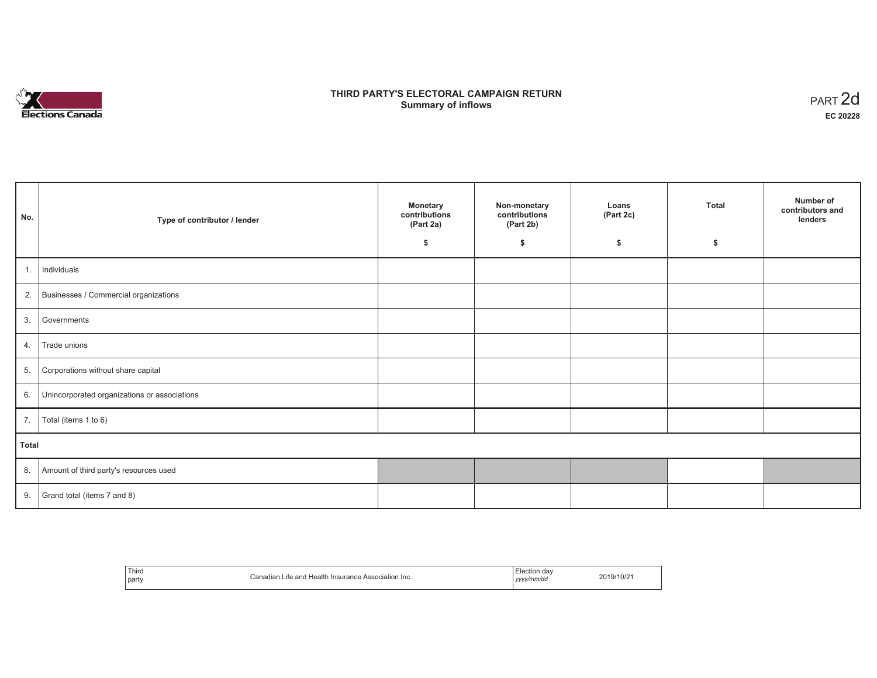Elections Canada

# THIRD PARTY'S ELECTORAL CAMPAIGN RETURN
## Summary of inflows

PART 2d

**EC 20228**

| No. | Type of contributor / lender | Monetary contributions (Part 2a) $ | Non-monetary contributions (Part 2b) $ | Loans (Part 2c) $ | Total $ | Number of contributors and lenders |
|---|---|---|---|---|---|---|
| 1. | Individuals | | | | | |
| 2. | Businesses / Commercial organizations | | | | | |
| 3. | Governments | | | | | |
| 4. | Trade unions | | | | | |
| 5. | Corporations without share capital | | | | | |
| 6. | Unincorporated organizations or associations | | | | | |
| 7. | Total (items 1 to 6) | | | | | |
| **Total** | | | | | | |
| 8. | Amount of third party's resources used | | | | | |
| 9. | Grand total (items 7 and 8) | | | | | |

| Third party | Canadian Life and Health Insurance Association Inc. | Election day *yyyy/mm/dd* | 2019/10/21 |
|---|---|---|---|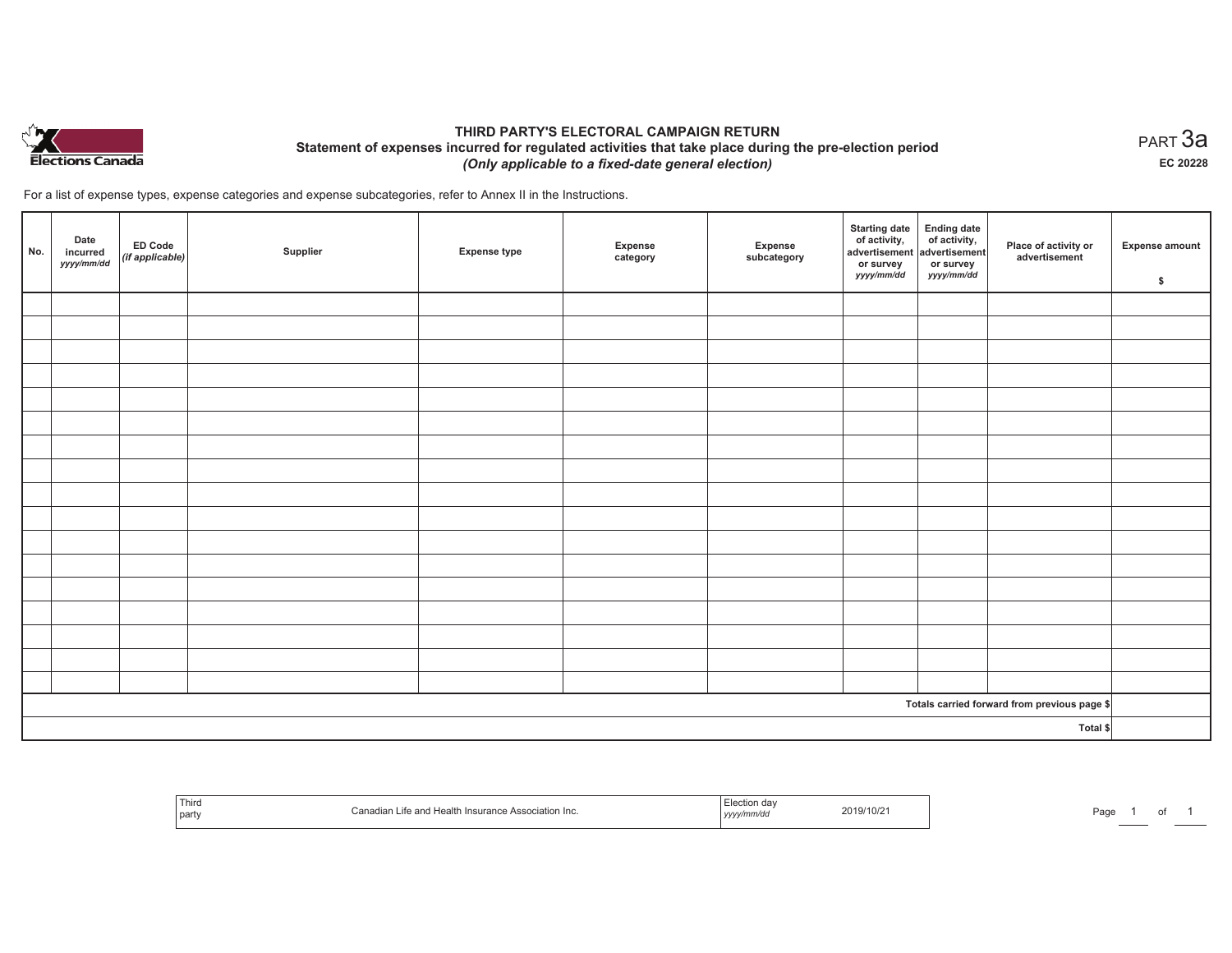Elections Canada

# THIRD PARTY'S ELECTORAL CAMPAIGN RETURN

## Statement of expenses incurred for regulated activities that take place during the pre-election period

*(Only applicable to a fixed-date general election)*

PART 3a

EC 20228

For a list of expense types, expense categories and expense subcategories, refer to Annex II in the Instructions.

| No. | Date incurred *yyyy/mm/dd* | ED Code *(if applicable)* | Supplier | Expense type | Expense category | Expense subcategory | Starting date of activity, advertisement or survey *yyyy/mm/dd* | Ending date of activity, advertisement or survey *yyyy/mm/dd* | Place of activity or advertisement | Expense amount $ |
|---|---|---|---|---|---|---|---|---|---|---|
| | | | | | | | | | | |
| | | | | | | | | | | |
| | | | | | | | | | | |
| | | | | | | | | | | |
| | | | | | | | | | | |
| | | | | | | | | | | |
| | | | | | | | | | | |
| | | | | | | | | | | |
| | | | | | | | | | | |
| | | | | | | | | | | |
| | | | | | | | | | | |
| | | | | | | | | | | |
| | | | | | | | | | | |
| | | | | | | | | | | |
| | | | | | | | | | | |
| | | | | | | | | | | |
| | | | | | | | | | | |
| | | | | | | | | | Totals carried forward from previous page $ | |
| | | | | | | | | | Total $ | |

| Third party | Canadian Life and Health Insurance Association Inc. | Election day *yyyy/mm/dd* | 2019/10/21 |
|---|---|---|---|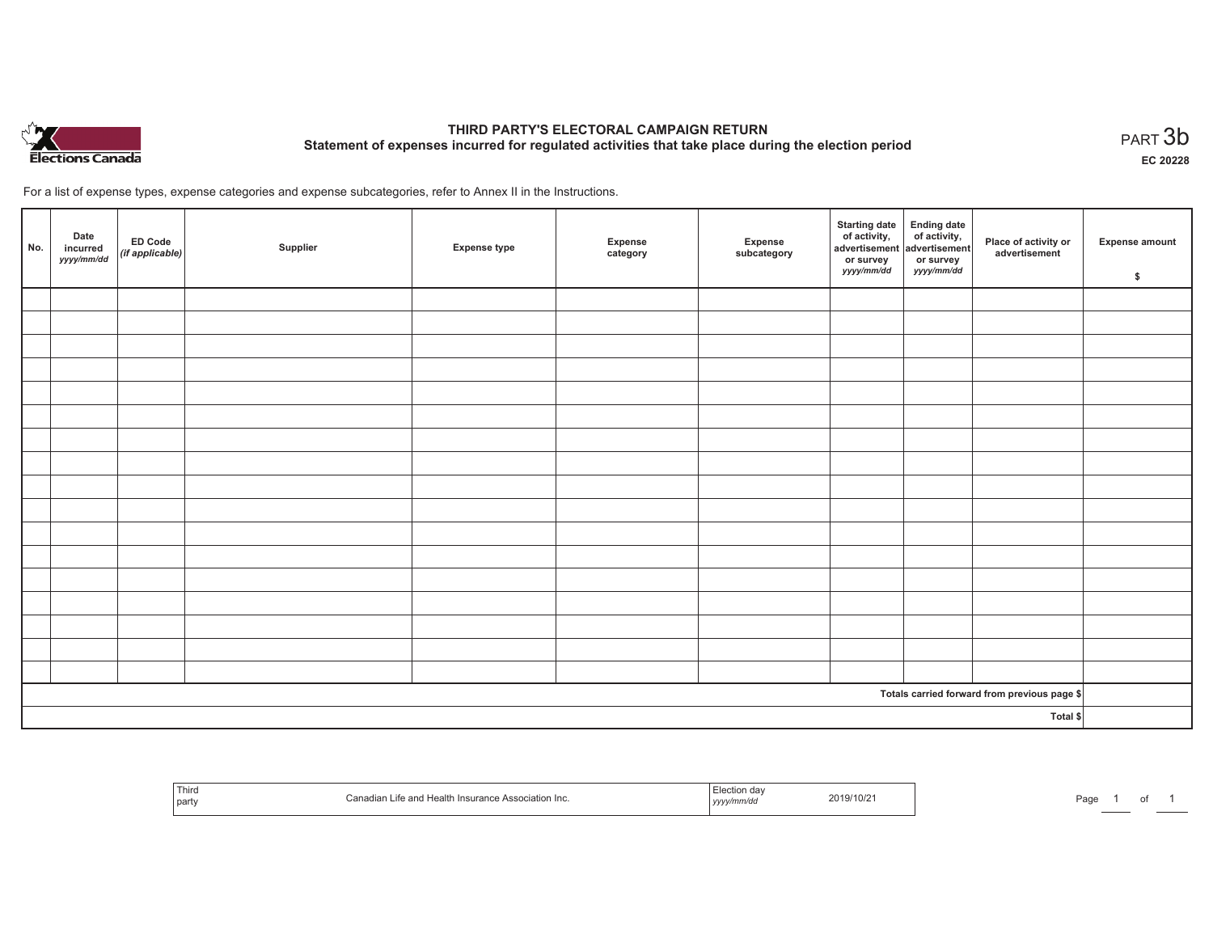# THIRD PARTY'S ELECTORAL CAMPAIGN RETURN

## Statement of expenses incurred for regulated activities that take place during the election period

PART 3b

EC 20228

For a list of expense types, expense categories and expense subcategories, refer to Annex II in the Instructions.

| No. | Date incurred *yyyy/mm/dd* | ED Code *(if applicable)* | Supplier | Expense type | Expense category | Expense subcategory | Starting date of activity, advertisement or survey *yyyy/mm/dd* | Ending date of activity, advertisement or survey *yyyy/mm/dd* | Place of activity or advertisement | Expense amount $ |
|---|---|---|---|---|---|---|---|---|---|---|
| | | | | | | | | | | |
| | | | | | | | | | | |
| | | | | | | | | | | |
| | | | | | | | | | | |
| | | | | | | | | | | |
| | | | | | | | | | | |
| | | | | | | | | | | |
| | | | | | | | | | | |
| | | | | | | | | | | |
| | | | | | | | | | | |
| | | | | | | | | | | |
| | | | | | | | | | | |
| | | | | | | | | | | |
| | | | | | | | | | | |
| | | | | | | | | | | |
| | | | | | | | | | | |
| | | | | | | | | | | |
| Totals carried forward from previous page $ | | | | | | | | | | |
| Total $ | | | | | | | | | | |

| Third party | Canadian Life and Health Insurance Association Inc. | Election day *yyyy/mm/dd* | 2019/10/21 |
|---|---|---|---|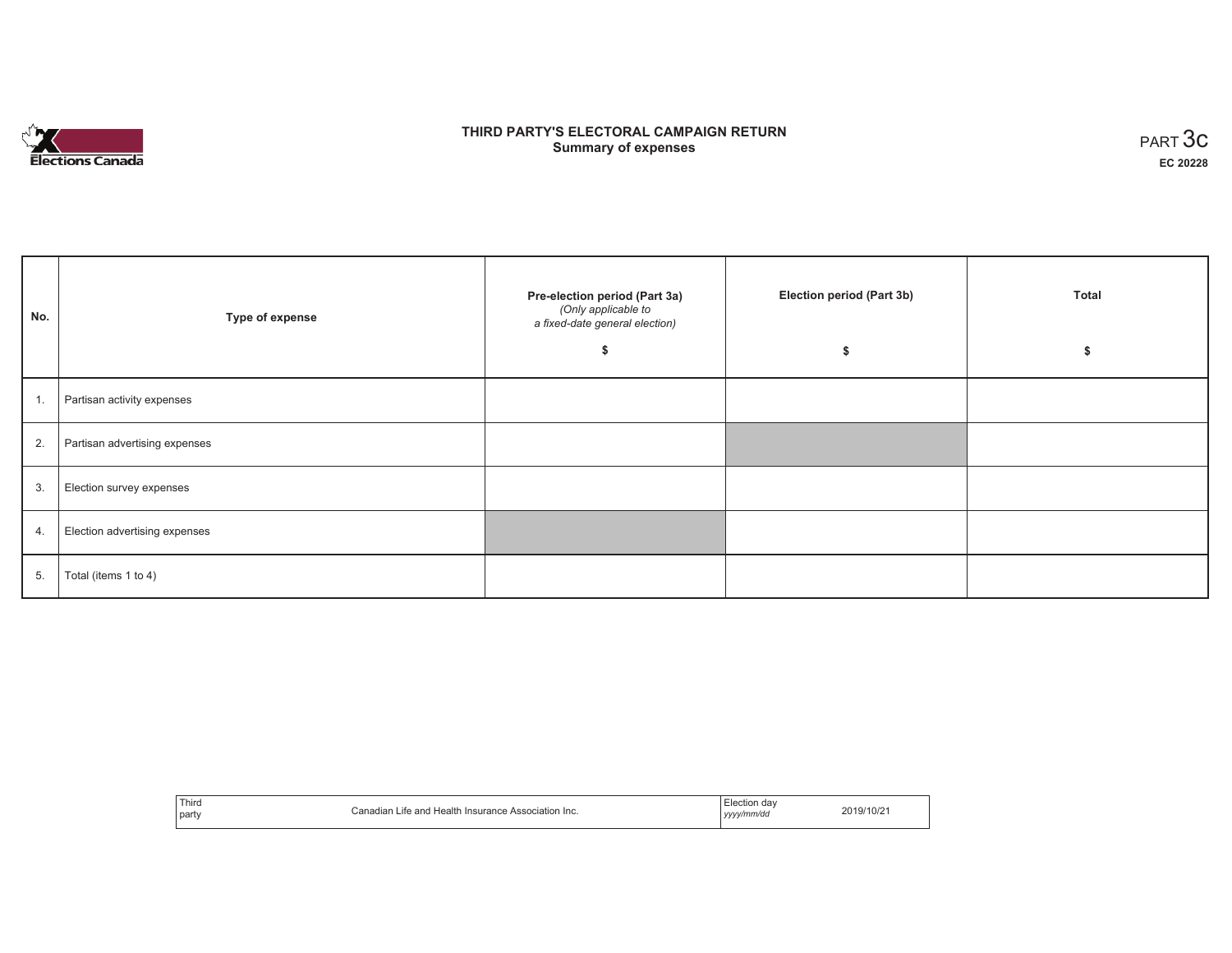# THIRD PARTY'S ELECTORAL CAMPAIGN RETURN
## Summary of expenses

PART 3c
**EC 20228**

| No. | Type of expense | Pre-election period (Part 3a) *(Only applicable to a fixed-date general election)* $ | Election period (Part 3b) $ | Total $ |
|---|---|---|---|---|
| 1. | Partisan activity expenses | | | |
| 2. | Partisan advertising expenses | | | |
| 3. | Election survey expenses | | | |
| 4. | Election advertising expenses | | | |
| 5. | Total (items 1 to 4) | | | |

| Third party | Canadian Life and Health Insurance Association Inc. | Election day *yyyy/mm/dd* | 2019/10/21 |
|---|---|---|---|